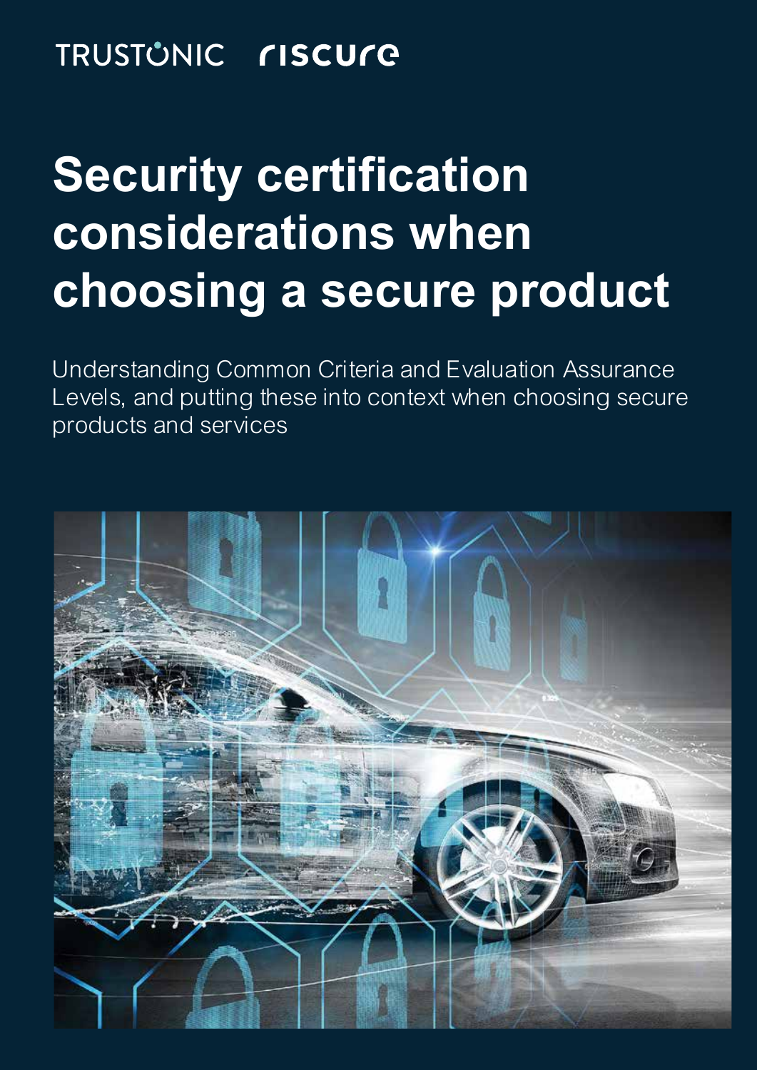TRUSTONIC riscure

# Security certification considerations when choosing a secure product

Understanding Common Criteria and Evaluation Assurance Levels, and putting these into context when choosing secure products and services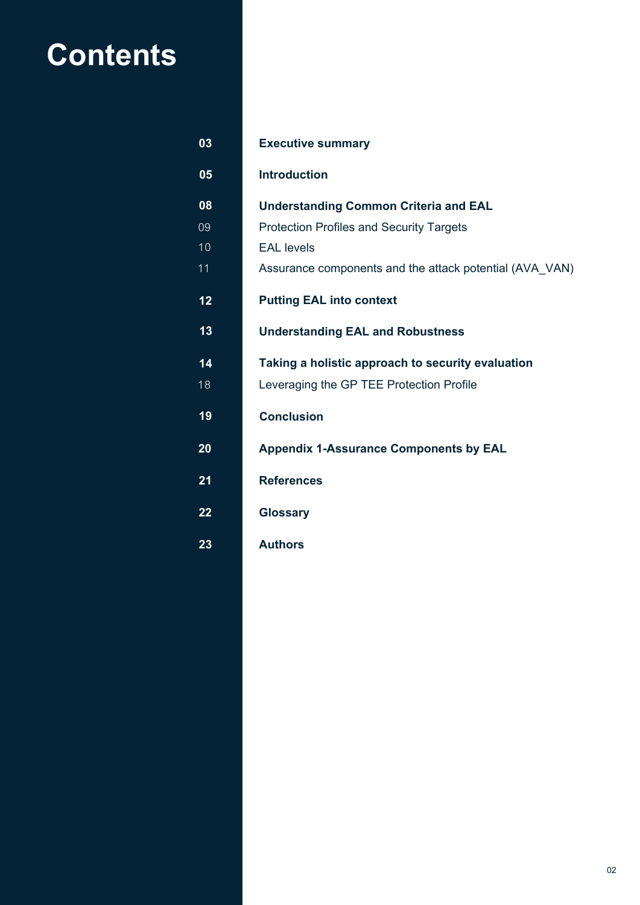# Contents

| | |
|---|---|
| **03** | **Executive summary** |
| **05** | **Introduction** |
| **08** | **Understanding Common Criteria and EAL** |
| 09 | Protection Profiles and Security Targets |
| 10 | EAL levels |
| 11 | Assurance components and the attack potential (AVA_VAN) |
| **12** | **Putting EAL into context** |
| **13** | **Understanding EAL and Robustness** |
| **14** | **Taking a holistic approach to security evaluation** |
| 18 | Leveraging the GP TEE Protection Profile |
| **19** | **Conclusion** |
| **20** | **Appendix 1-Assurance Components by EAL** |
| **21** | **References** |
| **22** | **Glossary** |
| **23** | **Authors** |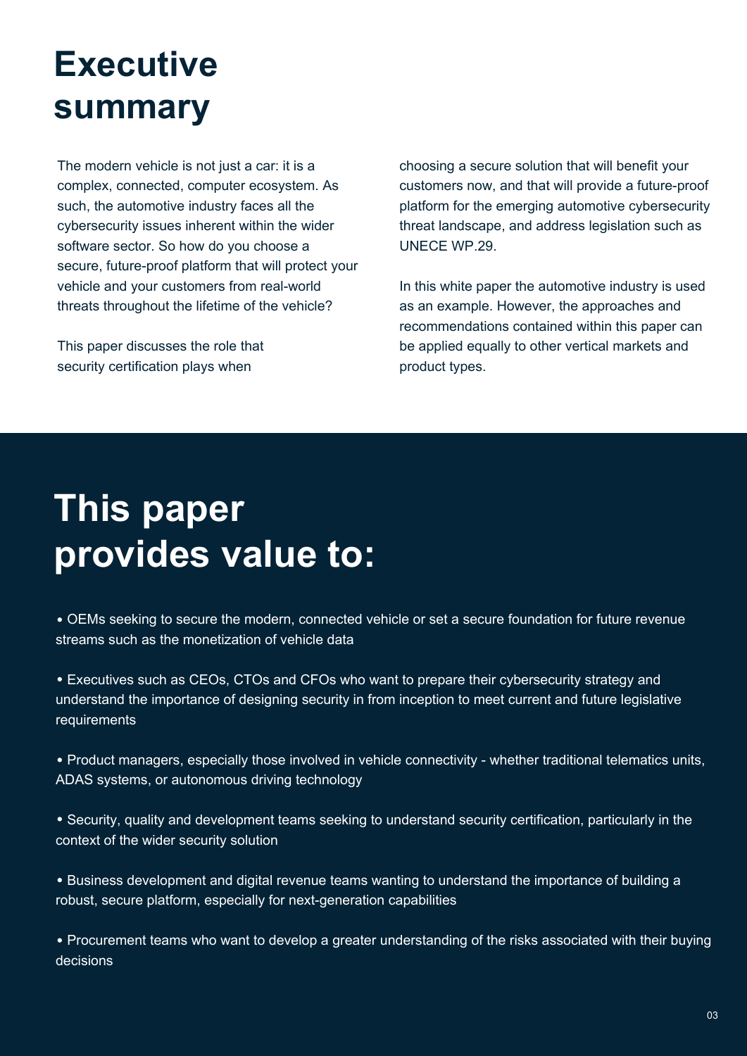# Executive summary

The modern vehicle is not just a car: it is a complex, connected, computer ecosystem. As such, the automotive industry faces all the cybersecurity issues inherent within the wider software sector. So how do you choose a secure, future-proof platform that will protect your vehicle and your customers from real-world threats throughout the lifetime of the vehicle?

This paper discusses the role that security certification plays when choosing a secure solution that will benefit your customers now, and that will provide a future-proof platform for the emerging automotive cybersecurity threat landscape, and address legislation such as UNECE WP.29.

In this white paper the automotive industry is used as an example. However, the approaches and recommendations contained within this paper can be applied equally to other vertical markets and product types.

# This paper provides value to:

- OEMs seeking to secure the modern, connected vehicle or set a secure foundation for future revenue streams such as the monetization of vehicle data
- Executives such as CEOs, CTOs and CFOs who want to prepare their cybersecurity strategy and understand the importance of designing security in from inception to meet current and future legislative requirements
- Product managers, especially those involved in vehicle connectivity - whether traditional telematics units, ADAS systems, or autonomous driving technology
- Security, quality and development teams seeking to understand security certification, particularly in the context of the wider security solution
- Business development and digital revenue teams wanting to understand the importance of building a robust, secure platform, especially for next-generation capabilities
- Procurement teams who want to develop a greater understanding of the risks associated with their buying decisions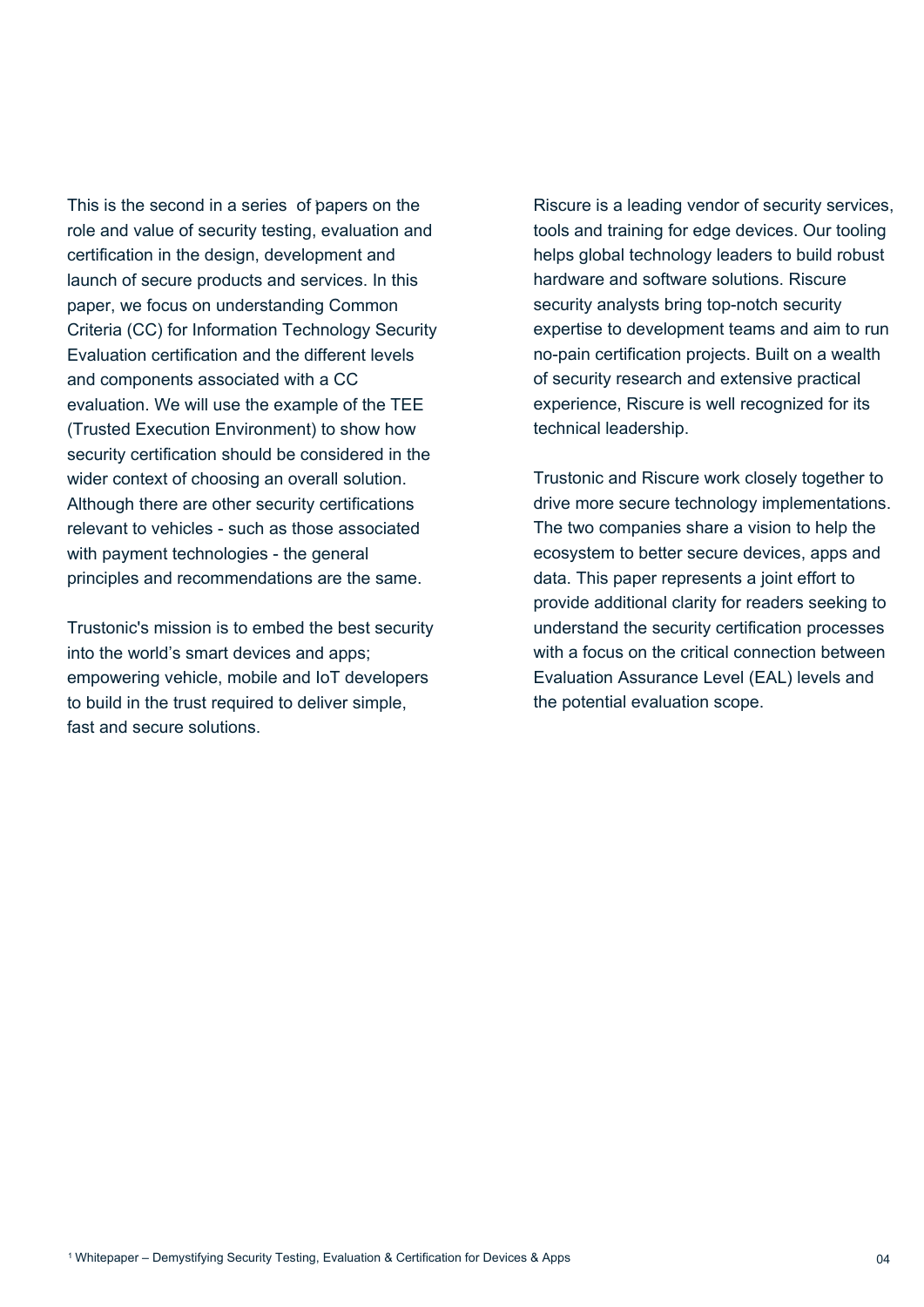This is the second in a series of papers[1] on the role and value of security testing, evaluation and certification in the design, development and launch of secure products and services. In this paper, we focus on understanding Common Criteria (CC) for Information Technology Security Evaluation certification and the different levels and components associated with a CC evaluation. We will use the example of the TEE (Trusted Execution Environment) to show how security certification should be considered in the wider context of choosing an overall solution. Although there are other security certifications relevant to vehicles - such as those associated with payment technologies - the general principles and recommendations are the same.

Trustonic's mission is to embed the best security into the world's smart devices and apps; empowering vehicle, mobile and IoT developers to build in the trust required to deliver simple, fast and secure solutions.

Riscure is a leading vendor of security services, tools and training for edge devices. Our tooling helps global technology leaders to build robust hardware and software solutions. Riscure security analysts bring top-notch security expertise to development teams and aim to run no-pain certification projects. Built on a wealth of security research and extensive practical experience, Riscure is well recognized for its technical leadership.

Trustonic and Riscure work closely together to drive more secure technology implementations. The two companies share a vision to help the ecosystem to better secure devices, apps and data. This paper represents a joint effort to provide additional clarity for readers seeking to understand the security certification processes with a focus on the critical connection between Evaluation Assurance Level (EAL) levels and the potential evaluation scope.

[1] Whitepaper – Demystifying Security Testing, Evaluation & Certification for Devices & Apps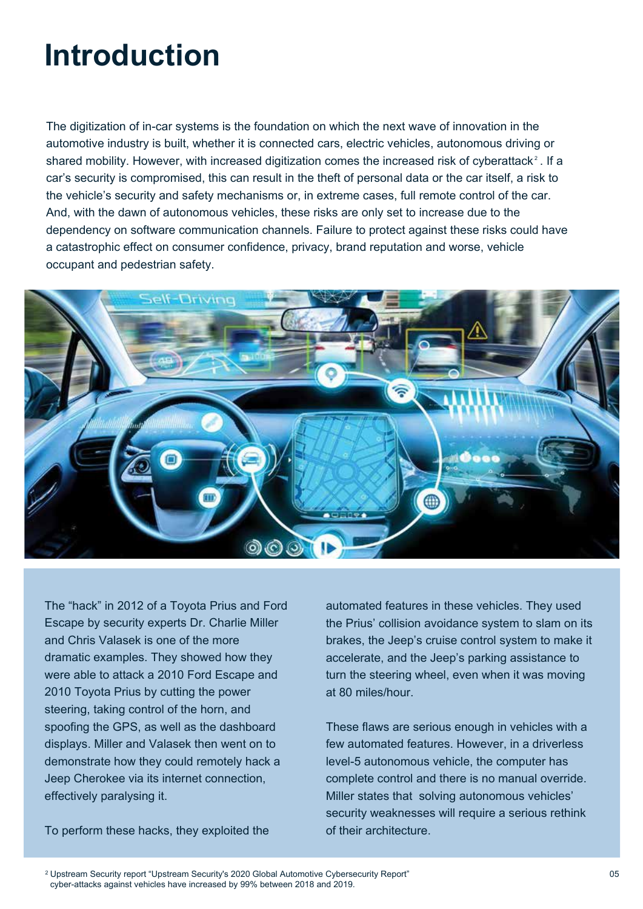# Introduction

The digitization of in-car systems is the foundation on which the next wave of innovation in the automotive industry is built, whether it is connected cars, electric vehicles, autonomous driving or shared mobility. However, with increased digitization comes the increased risk of cyberattack[2]. If a car's security is compromised, this can result in the theft of personal data or the car itself, a risk to the vehicle's security and safety mechanisms or, in extreme cases, full remote control of the car. And, with the dawn of autonomous vehicles, these risks are only set to increase due to the dependency on software communication channels. Failure to protect against these risks could have a catastrophic effect on consumer confidence, privacy, brand reputation and worse, vehicle occupant and pedestrian safety.

The "hack" in 2012 of a Toyota Prius and Ford Escape by security experts Dr. Charlie Miller and Chris Valasek is one of the more dramatic examples. They showed how they were able to attack a 2010 Ford Escape and 2010 Toyota Prius by cutting the power steering, taking control of the horn, and spoofing the GPS, as well as the dashboard displays. Miller and Valasek then went on to demonstrate how they could remotely hack a Jeep Cherokee via its internet connection, effectively paralysing it.

To perform these hacks, they exploited the automated features in these vehicles. They used the Prius' collision avoidance system to slam on its brakes, the Jeep's cruise control system to make it accelerate, and the Jeep's parking assistance to turn the steering wheel, even when it was moving at 80 miles/hour.

These flaws are serious enough in vehicles with a few automated features. However, in a driverless level-5 autonomous vehicle, the computer has complete control and there is no manual override. Miller states that solving autonomous vehicles' security weaknesses will require a serious rethink of their architecture.

[2] Upstream Security report "Upstream Security's 2020 Global Automotive Cybersecurity Report" cyber-attacks against vehicles have increased by 99% between 2018 and 2019.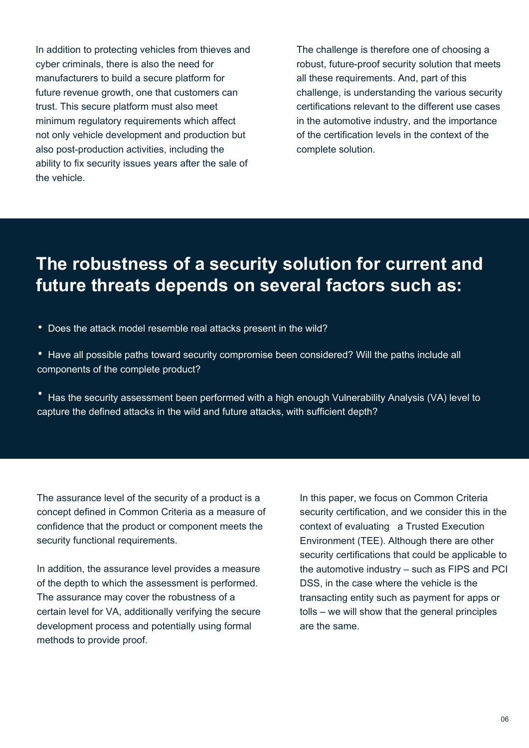In addition to protecting vehicles from thieves and cyber criminals, there is also the need for manufacturers to build a secure platform for future revenue growth, one that customers can trust. This secure platform must also meet minimum regulatory requirements which affect not only vehicle development and production but also post-production activities, including the ability to fix security issues years after the sale of the vehicle.

The challenge is therefore one of choosing a robust, future-proof security solution that meets all these requirements. And, part of this challenge, is understanding the various security certifications relevant to the different use cases in the automotive industry, and the importance of the certification levels in the context of the complete solution.

## The robustness of a security solution for current and future threats depends on several factors such as:

- Does the attack model resemble real attacks present in the wild?
- Have all possible paths toward security compromise been considered? Will the paths include all components of the complete product?
- Has the security assessment been performed with a high enough Vulnerability Analysis (VA) level to capture the defined attacks in the wild and future attacks, with sufficient depth?

The assurance level of the security of a product is a concept defined in Common Criteria as a measure of confidence that the product or component meets the security functional requirements.

In addition, the assurance level provides a measure of the depth to which the assessment is performed. The assurance may cover the robustness of a certain level for VA, additionally verifying the secure development process and potentially using formal methods to provide proof.

In this paper, we focus on Common Criteria security certification, and we consider this in the context of evaluating a Trusted Execution Environment (TEE). Although there are other security certifications that could be applicable to the automotive industry – such as FIPS and PCI DSS, in the case where the vehicle is the transacting entity such as payment for apps or tolls – we will show that the general principles are the same.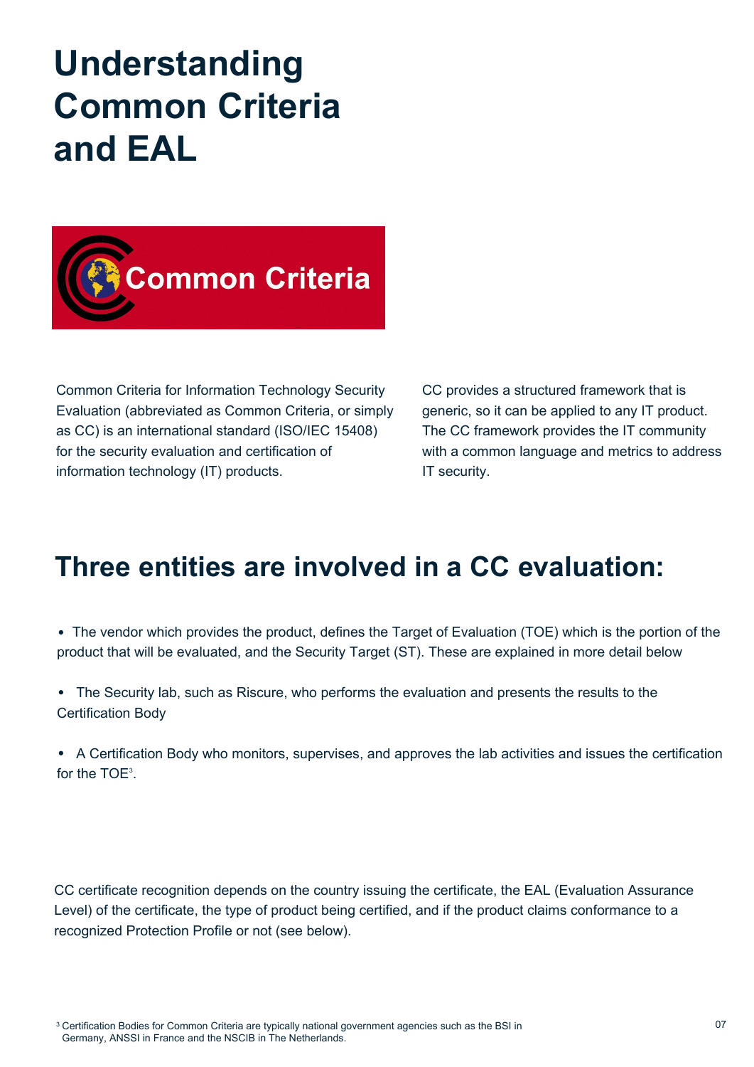# Understanding Common Criteria and EAL

Common Criteria for Information Technology Security Evaluation (abbreviated as Common Criteria, or simply as CC) is an international standard (ISO/IEC 15408) for the security evaluation and certification of information technology (IT) products.

CC provides a structured framework that is generic, so it can be applied to any IT product. The CC framework provides the IT community with a common language and metrics to address IT security.

## Three entities are involved in a CC evaluation:

- The vendor which provides the product, defines the Target of Evaluation (TOE) which is the portion of the product that will be evaluated, and the Security Target (ST). These are explained in more detail below
- The Security lab, such as Riscure, who performs the evaluation and presents the results to the Certification Body
- A Certification Body who monitors, supervises, and approves the lab activities and issues the certification for the TOE[3].

CC certificate recognition depends on the country issuing the certificate, the EAL (Evaluation Assurance Level) of the certificate, the type of product being certified, and if the product claims conformance to a recognized Protection Profile or not (see below).

[3] Certification Bodies for Common Criteria are typically national government agencies such as the BSI in Germany, ANSSI in France and the NSCIB in The Netherlands.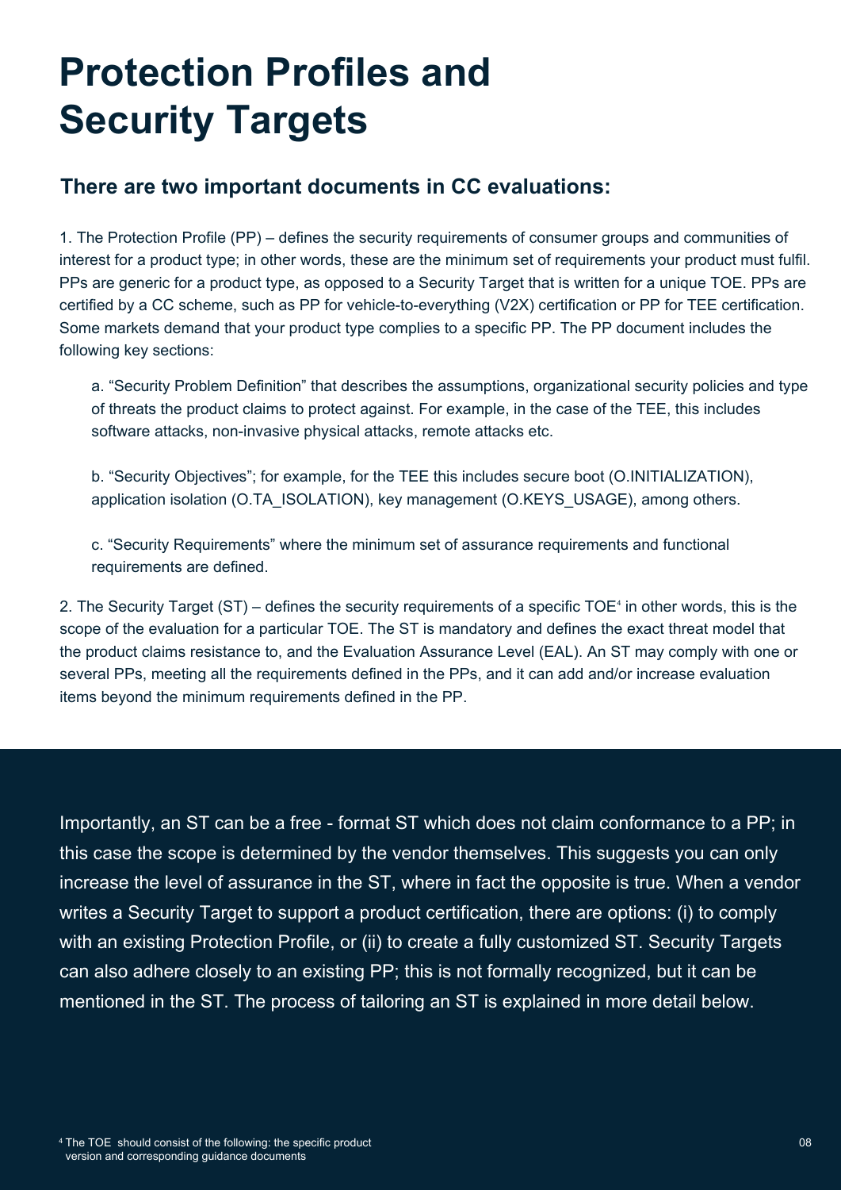# Protection Profiles and Security Targets

## There are two important documents in CC evaluations:

1. The Protection Profile (PP) – defines the security requirements of consumer groups and communities of interest for a product type; in other words, these are the minimum set of requirements your product must fulfil. PPs are generic for a product type, as opposed to a Security Target that is written for a unique TOE. PPs are certified by a CC scheme, such as PP for vehicle-to-everything (V2X) certification or PP for TEE certification. Some markets demand that your product type complies to a specific PP. The PP document includes the following key sections:

    a. "Security Problem Definition" that describes the assumptions, organizational security policies and type of threats the product claims to protect against. For example, in the case of the TEE, this includes software attacks, non-invasive physical attacks, remote attacks etc.

    b. "Security Objectives"; for example, for the TEE this includes secure boot (O.INITIALIZATION), application isolation (O.TA_ISOLATION), key management (O.KEYS_USAGE), among others.

    c. "Security Requirements" where the minimum set of assurance requirements and functional requirements are defined.

2. The Security Target (ST) – defines the security requirements of a specific TOE[4] in other words, this is the scope of the evaluation for a particular TOE. The ST is mandatory and defines the exact threat model that the product claims resistance to, and the Evaluation Assurance Level (EAL). An ST may comply with one or several PPs, meeting all the requirements defined in the PPs, and it can add and/or increase evaluation items beyond the minimum requirements defined in the PP.

Importantly, an ST can be a free - format ST which does not claim conformance to a PP; in this case the scope is determined by the vendor themselves. This suggests you can only increase the level of assurance in the ST, where in fact the opposite is true. When a vendor writes a Security Target to support a product certification, there are options: (i) to comply with an existing Protection Profile, or (ii) to create a fully customized ST. Security Targets can also adhere closely to an existing PP; this is not formally recognized, but it can be mentioned in the ST. The process of tailoring an ST is explained in more detail below.

[4] The TOE should consist of the following: the specific product version and corresponding guidance documents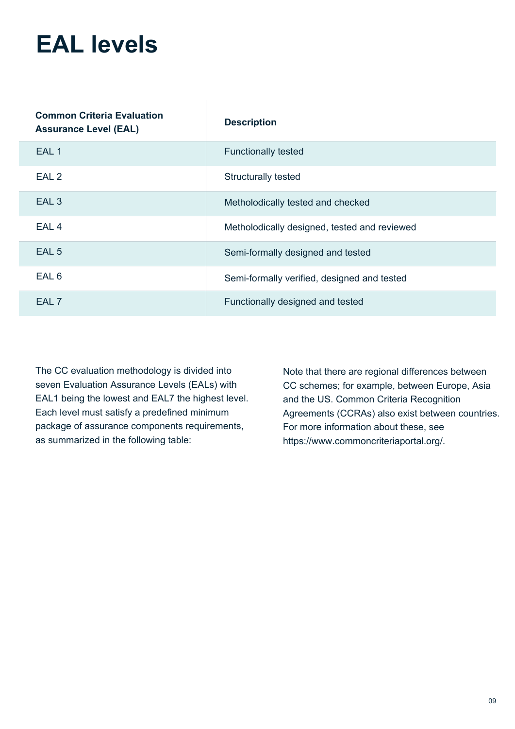# EAL levels

The CC evaluation methodology is divided into seven Evaluation Assurance Levels (EALs) with EAL1 being the lowest and EAL7 the highest level. Each level must satisfy a predefined minimum package of assurance components requirements, as summarized in the following table:

| Common Criteria Evaluation Assurance Level (EAL) | Description |
|---|---|
| EAL 1 | Functionally tested |
| EAL 2 | Structurally tested |
| EAL 3 | Metholodically tested and checked |
| EAL 4 | Metholodically designed, tested and reviewed |
| EAL 5 | Semi-formally designed and tested |
| EAL 6 | Semi-formally verified, designed and tested |
| EAL 7 | Functionally designed and tested |

Note that there are regional differences between CC schemes; for example, between Europe, Asia and the US. Common Criteria Recognition Agreements (CCRAs) also exist between countries. For more information about these, see https://www.commoncriteriaportal.org/.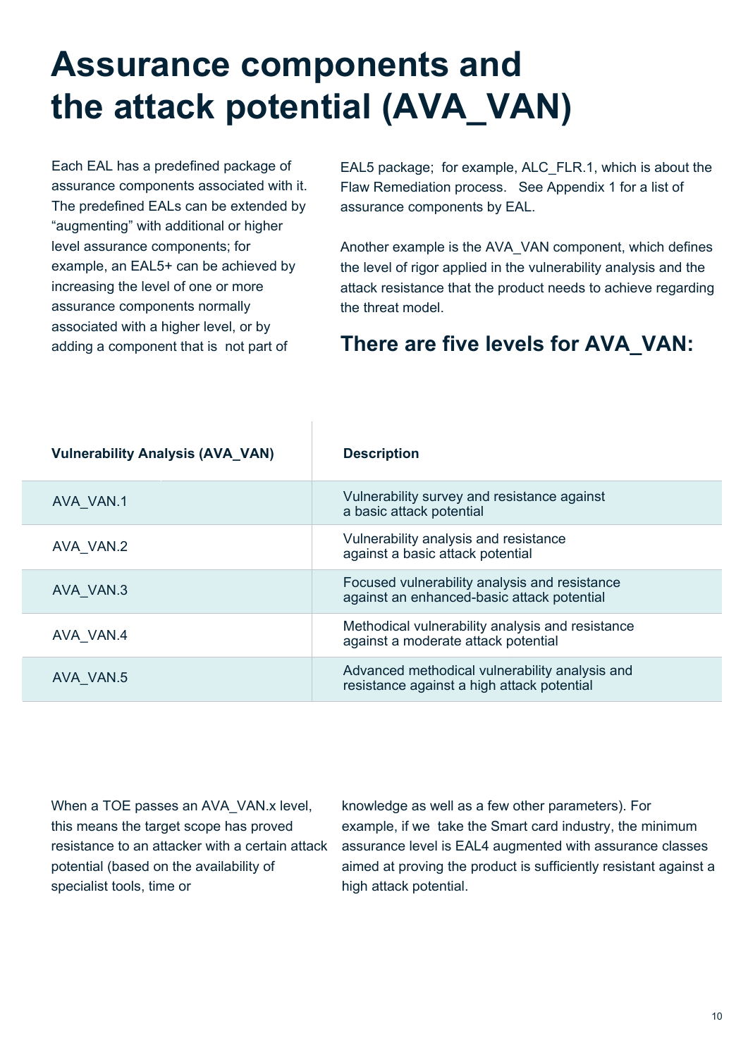# Assurance components and the attack potential (AVA_VAN)

Each EAL has a predefined package of assurance components associated with it. The predefined EALs can be extended by "augmenting" with additional or higher level assurance components; for example, an EAL5+ can be achieved by increasing the level of one or more assurance components normally associated with a higher level, or by adding a component that is not part of EAL5 package; for example, ALC_FLR.1, which is about the Flaw Remediation process. See Appendix 1 for a list of assurance components by EAL.

Another example is the AVA_VAN component, which defines the level of rigor applied in the vulnerability analysis and the attack resistance that the product needs to achieve regarding the threat model.

## There are five levels for AVA_VAN:

| Vulnerability Analysis (AVA_VAN) | Description |
|---|---|
| AVA_VAN.1 | Vulnerability survey and resistance against a basic attack potential |
| AVA_VAN.2 | Vulnerability analysis and resistance against a basic attack potential |
| AVA_VAN.3 | Focused vulnerability analysis and resistance against an enhanced-basic attack potential |
| AVA_VAN.4 | Methodical vulnerability analysis and resistance against a moderate attack potential |
| AVA_VAN.5 | Advanced methodical vulnerability analysis and resistance against a high attack potential |

When a TOE passes an AVA_VAN.x level, this means the target scope has proved resistance to an attacker with a certain attack potential (based on the availability of specialist tools, time or knowledge as well as a few other parameters). For example, if we take the Smart card industry, the minimum assurance level is EAL4 augmented with assurance classes aimed at proving the product is sufficiently resistant against a high attack potential.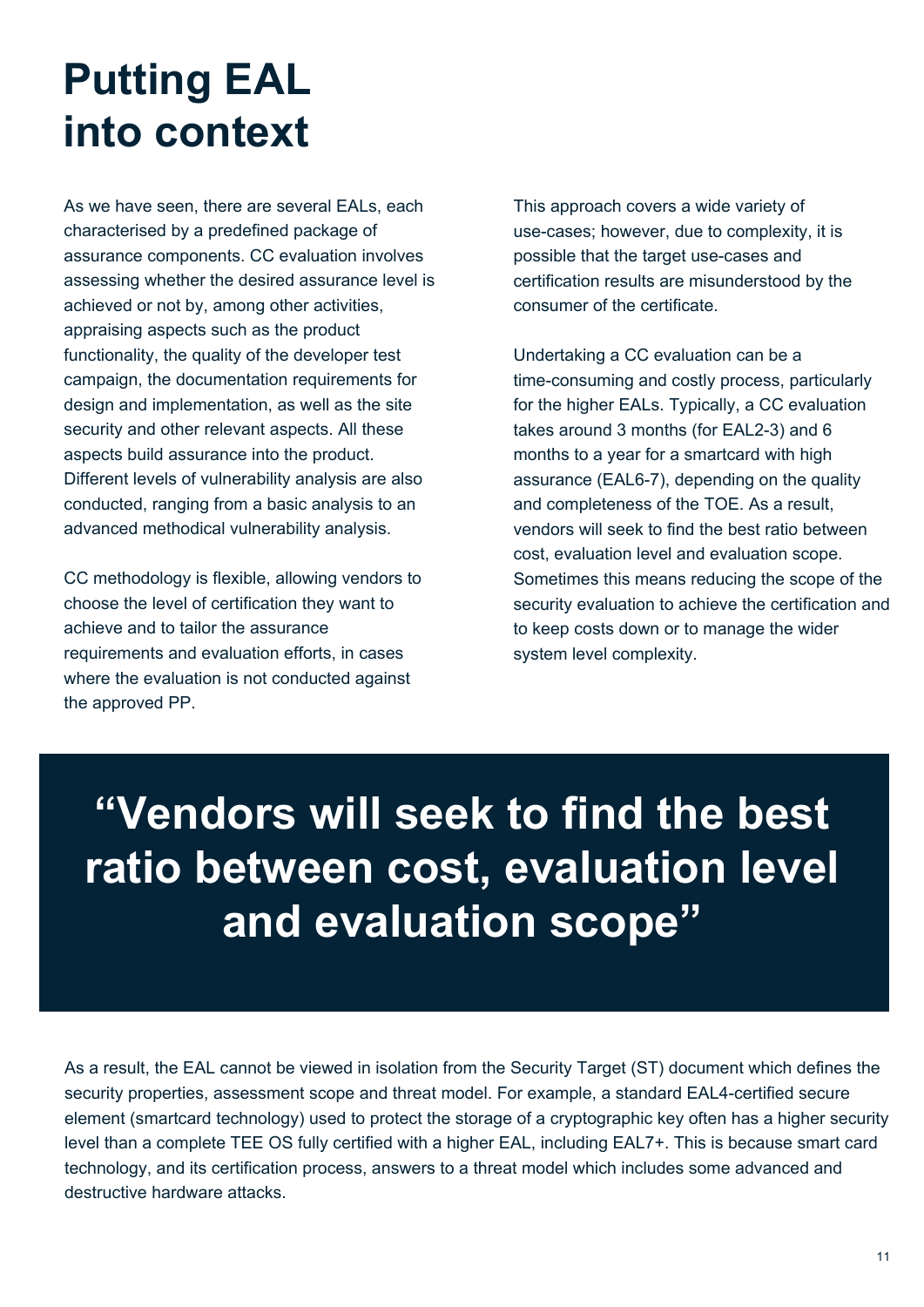# Putting EAL into context

As we have seen, there are several EALs, each characterised by a predefined package of assurance components. CC evaluation involves assessing whether the desired assurance level is achieved or not by, among other activities, appraising aspects such as the product functionality, the quality of the developer test campaign, the documentation requirements for design and implementation, as well as the site security and other relevant aspects. All these aspects build assurance into the product. Different levels of vulnerability analysis are also conducted, ranging from a basic analysis to an advanced methodical vulnerability analysis.

CC methodology is flexible, allowing vendors to choose the level of certification they want to achieve and to tailor the assurance requirements and evaluation efforts, in cases where the evaluation is not conducted against the approved PP.

This approach covers a wide variety of use-cases; however, due to complexity, it is possible that the target use-cases and certification results are misunderstood by the consumer of the certificate.

Undertaking a CC evaluation can be a time-consuming and costly process, particularly for the higher EALs. Typically, a CC evaluation takes around 3 months (for EAL2-3) and 6 months to a year for a smartcard with high assurance (EAL6-7), depending on the quality and completeness of the TOE. As a result, vendors will seek to find the best ratio between cost, evaluation level and evaluation scope. Sometimes this means reducing the scope of the security evaluation to achieve the certification and to keep costs down or to manage the wider system level complexity.

> **“Vendors will seek to find the best ratio between cost, evaluation level and evaluation scope”**

As a result, the EAL cannot be viewed in isolation from the Security Target (ST) document which defines the security properties, assessment scope and threat model. For example, a standard EAL4-certified secure element (smartcard technology) used to protect the storage of a cryptographic key often has a higher security level than a complete TEE OS fully certified with a higher EAL, including EAL7+. This is because smart card technology, and its certification process, answers to a threat model which includes some advanced and destructive hardware attacks.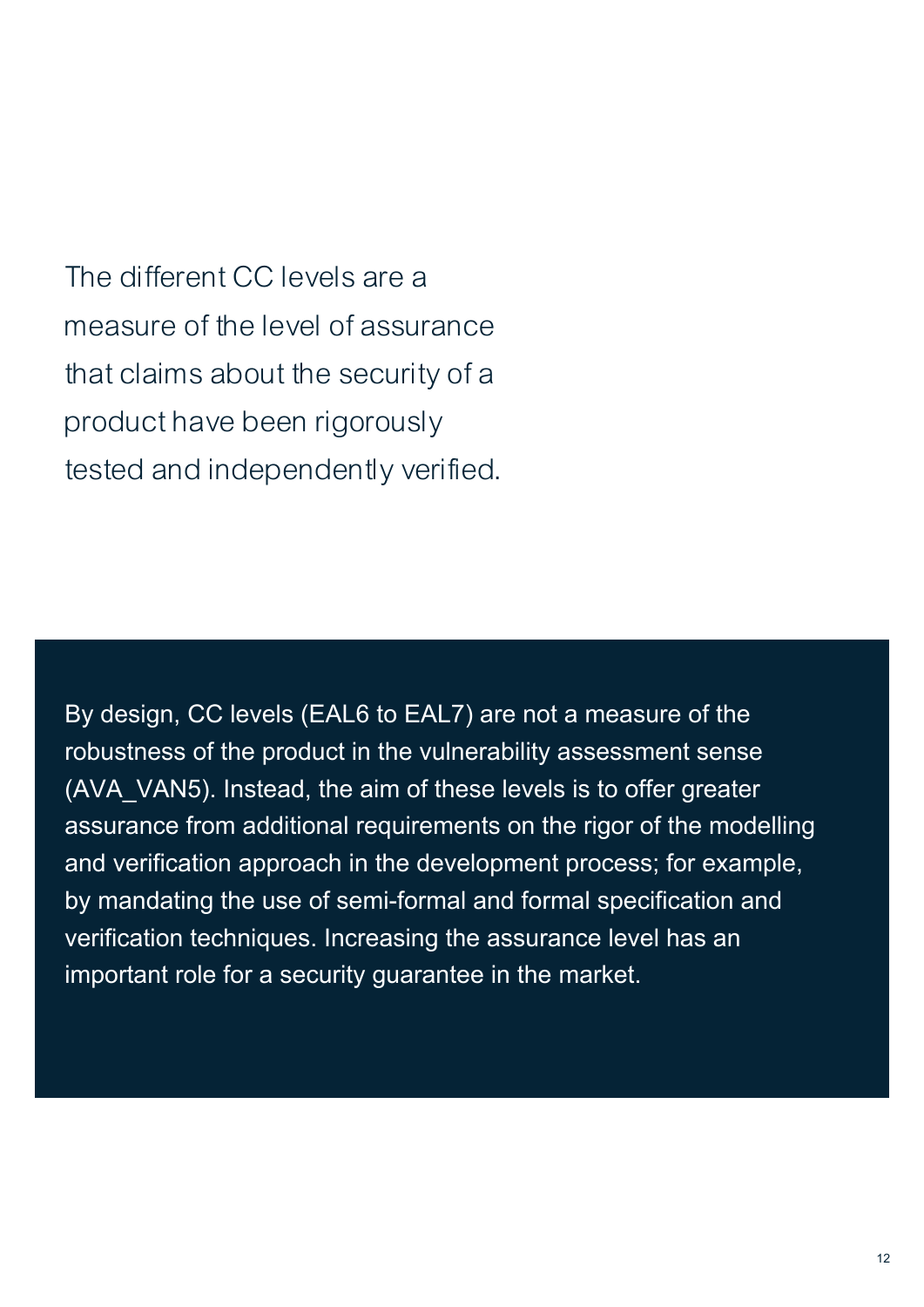The different CC levels are a measure of the level of assurance that claims about the security of a product have been rigorously tested and independently verified.

By design, CC levels (EAL6 to EAL7) are not a measure of the robustness of the product in the vulnerability assessment sense (AVA_VAN5). Instead, the aim of these levels is to offer greater assurance from additional requirements on the rigor of the modelling and verification approach in the development process; for example, by mandating the use of semi-formal and formal specification and verification techniques. Increasing the assurance level has an important role for a security guarantee in the market.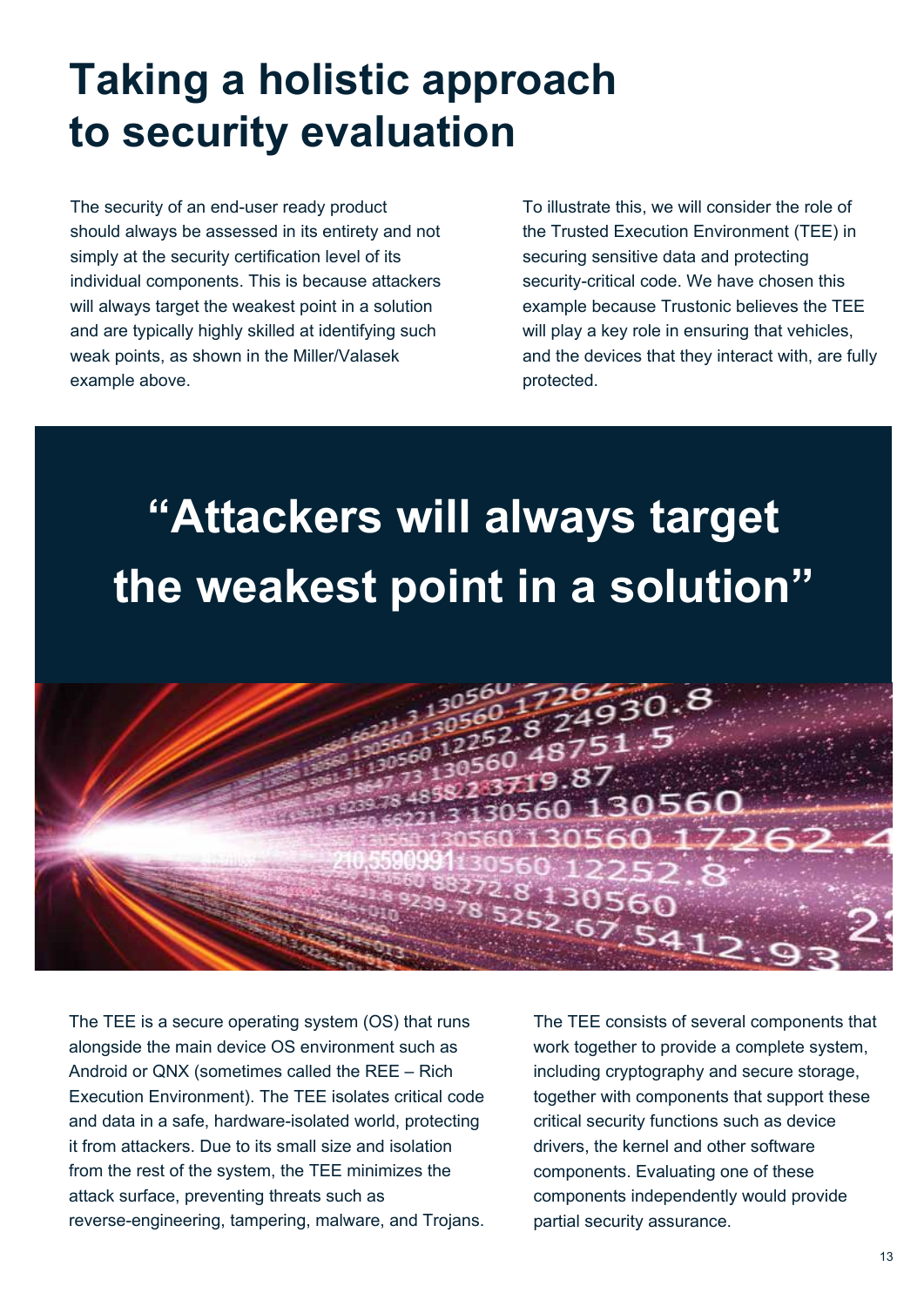# Taking a holistic approach to security evaluation

The security of an end-user ready product should always be assessed in its entirety and not simply at the security certification level of its individual components. This is because attackers will always target the weakest point in a solution and are typically highly skilled at identifying such weak points, as shown in the Miller/Valasek example above.

To illustrate this, we will consider the role of the Trusted Execution Environment (TEE) in securing sensitive data and protecting security-critical code. We have chosen this example because Trustonic believes the TEE will play a key role in ensuring that vehicles, and the devices that they interact with, are fully protected.

## "Attackers will always target the weakest point in a solution"

The TEE is a secure operating system (OS) that runs alongside the main device OS environment such as Android or QNX (sometimes called the REE – Rich Execution Environment). The TEE isolates critical code and data in a safe, hardware-isolated world, protecting it from attackers. Due to its small size and isolation from the rest of the system, the TEE minimizes the attack surface, preventing threats such as reverse-engineering, tampering, malware, and Trojans.

The TEE consists of several components that work together to provide a complete system, including cryptography and secure storage, together with components that support these critical security functions such as device drivers, the kernel and other software components. Evaluating one of these components independently would provide partial security assurance.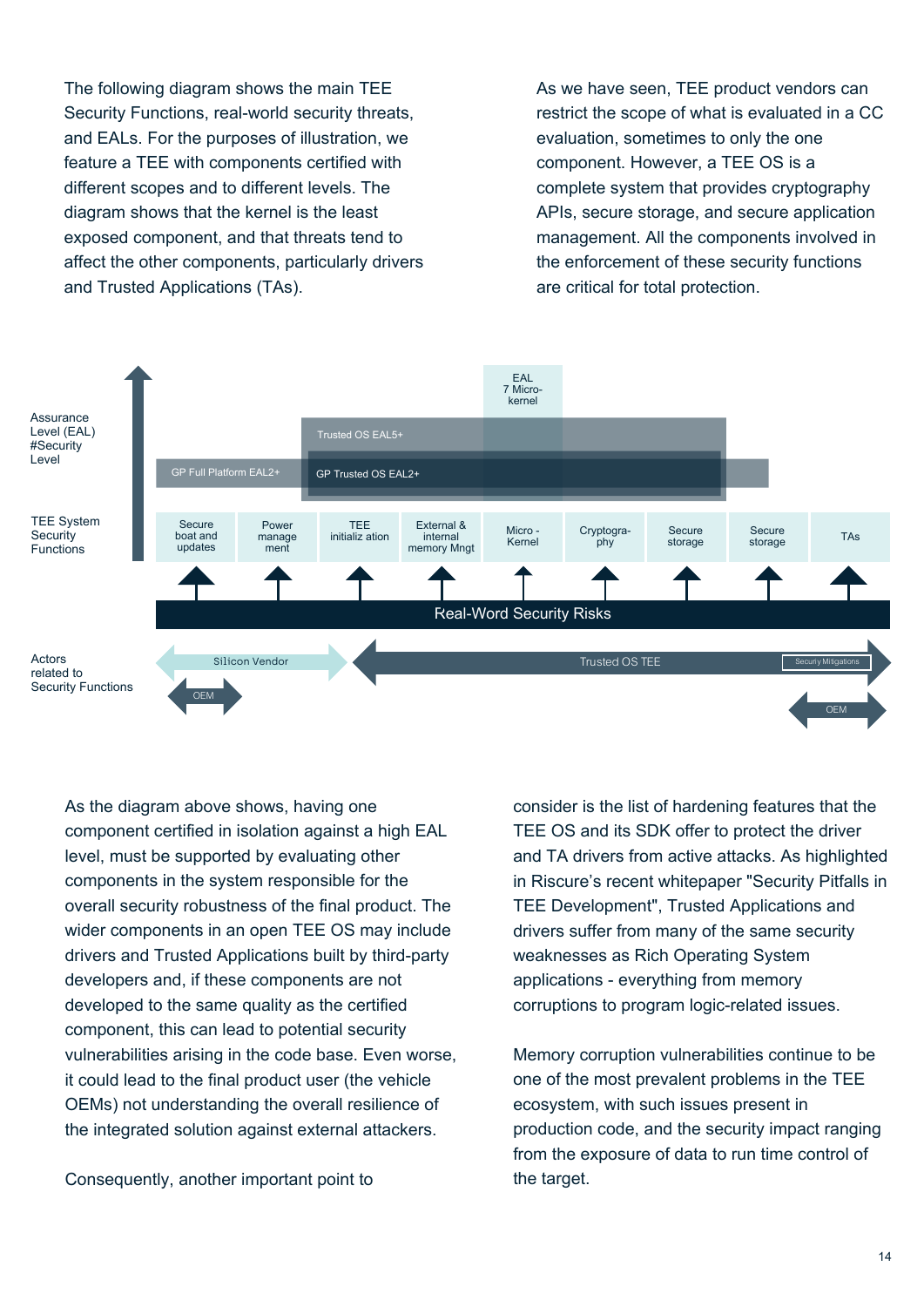The following diagram shows the main TEE Security Functions, real-world security threats, and EALs. For the purposes of illustration, we feature a TEE with components certified with different scopes and to different levels. The diagram shows that the kernel is the least exposed component, and that threats tend to affect the other components, particularly drivers and Trusted Applications (TAs).

As we have seen, TEE product vendors can restrict the scope of what is evaluated in a CC evaluation, sometimes to only the one component. However, a TEE OS is a complete system that provides cryptography APIs, secure storage, and secure application management. All the components involved in the enforcement of these security functions are critical for total protection.

Assurance Level (EAL) #Security Level

EAL 7 Micro-kernel

Trusted OS EAL5+

GP Full Platform EAL2+

GP Trusted OS EAL2+

TEE System Security Functions

| Secure boat and updates | Power manage ment | TEE initializ ation | External & internal memory Mngt | Micro - Kernel | Cryptogra-phy | Secure storage | Secure storage | TAs |
|---|---|---|---|---|---|---|---|---|

Real-Word Security Risks

Actors related to Security Functions

Silicon Vendor

OEM

Trusted OS TEE

Securiy Mitigations

OEM

As the diagram above shows, having one component certified in isolation against a high EAL level, must be supported by evaluating other components in the system responsible for the overall security robustness of the final product. The wider components in an open TEE OS may include drivers and Trusted Applications built by third-party developers and, if these components are not developed to the same quality as the certified component, this can lead to potential security vulnerabilities arising in the code base. Even worse, it could lead to the final product user (the vehicle OEMs) not understanding the overall resilience of the integrated solution against external attackers.

Consequently, another important point to consider is the list of hardening features that the TEE OS and its SDK offer to protect the driver and TA drivers from active attacks. As highlighted in Riscure's recent whitepaper "Security Pitfalls in TEE Development", Trusted Applications and drivers suffer from many of the same security weaknesses as Rich Operating System applications - everything from memory corruptions to program logic-related issues.

Memory corruption vulnerabilities continue to be one of the most prevalent problems in the TEE ecosystem, with such issues present in production code, and the security impact ranging from the exposure of data to run time control of the target.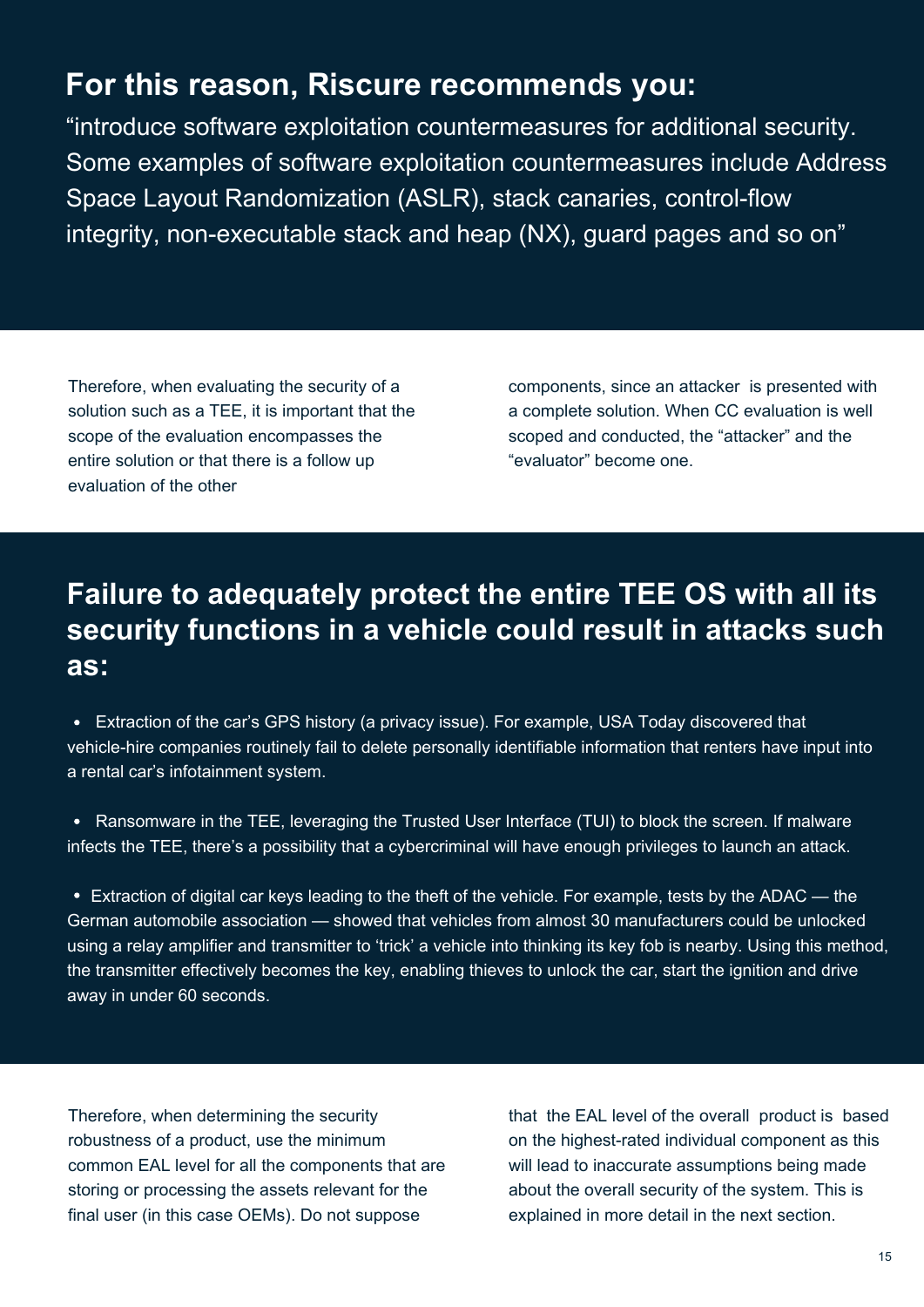## For this reason, Riscure recommends you:

"introduce software exploitation countermeasures for additional security. Some examples of software exploitation countermeasures include Address Space Layout Randomization (ASLR), stack canaries, control-flow integrity, non-executable stack and heap (NX), guard pages and so on"

Therefore, when evaluating the security of a solution such as a TEE, it is important that the scope of the evaluation encompasses the entire solution or that there is a follow up evaluation of the other components, since an attacker is presented with a complete solution. When CC evaluation is well scoped and conducted, the "attacker" and the "evaluator" become one.

## Failure to adequately protect the entire TEE OS with all its security functions in a vehicle could result in attacks such as:

- Extraction of the car's GPS history (a privacy issue). For example, USA Today discovered that vehicle-hire companies routinely fail to delete personally identifiable information that renters have input into a rental car's infotainment system.
- Ransomware in the TEE, leveraging the Trusted User Interface (TUI) to block the screen. If malware infects the TEE, there's a possibility that a cybercriminal will have enough privileges to launch an attack.
- Extraction of digital car keys leading to the theft of the vehicle. For example, tests by the ADAC — the German automobile association — showed that vehicles from almost 30 manufacturers could be unlocked using a relay amplifier and transmitter to 'trick' a vehicle into thinking its key fob is nearby. Using this method, the transmitter effectively becomes the key, enabling thieves to unlock the car, start the ignition and drive away in under 60 seconds.

Therefore, when determining the security robustness of a product, use the minimum common EAL level for all the components that are storing or processing the assets relevant for the final user (in this case OEMs). Do not suppose that the EAL level of the overall product is based on the highest-rated individual component as this will lead to inaccurate assumptions being made about the overall security of the system. This is explained in more detail in the next section.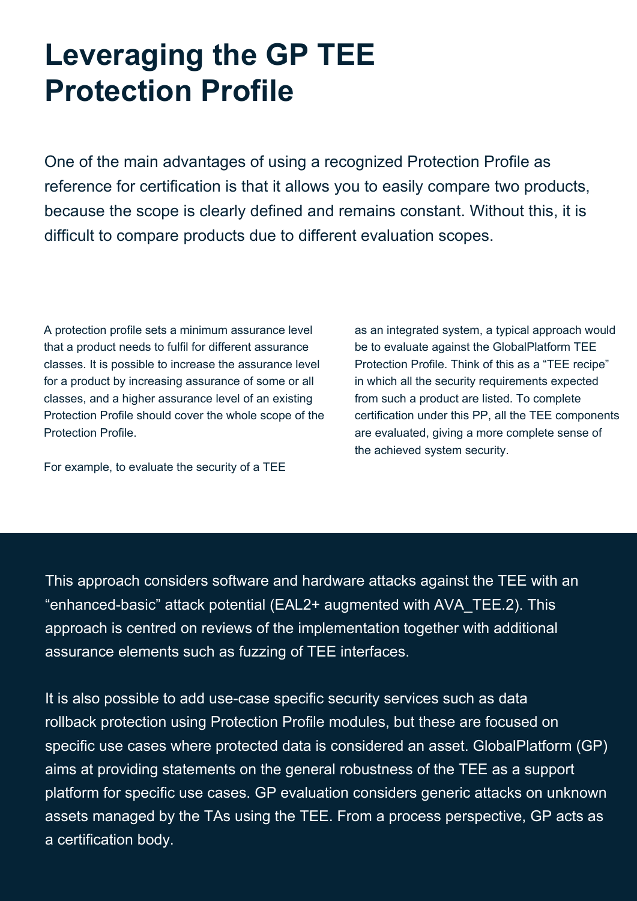# Leveraging the GP TEE Protection Profile

One of the main advantages of using a recognized Protection Profile as reference for certification is that it allows you to easily compare two products, because the scope is clearly defined and remains constant. Without this, it is difficult to compare products due to different evaluation scopes.

A protection profile sets a minimum assurance level that a product needs to fulfil for different assurance classes. It is possible to increase the assurance level for a product by increasing assurance of some or all classes, and a higher assurance level of an existing Protection Profile should cover the whole scope of the Protection Profile.

For example, to evaluate the security of a TEE as an integrated system, a typical approach would be to evaluate against the GlobalPlatform TEE Protection Profile. Think of this as a "TEE recipe" in which all the security requirements expected from such a product are listed. To complete certification under this PP, all the TEE components are evaluated, giving a more complete sense of the achieved system security.

This approach considers software and hardware attacks against the TEE with an "enhanced-basic" attack potential (EAL2+ augmented with AVA_TEE.2). This approach is centred on reviews of the implementation together with additional assurance elements such as fuzzing of TEE interfaces.

It is also possible to add use-case specific security services such as data rollback protection using Protection Profile modules, but these are focused on specific use cases where protected data is considered an asset. GlobalPlatform (GP) aims at providing statements on the general robustness of the TEE as a support platform for specific use cases. GP evaluation considers generic attacks on unknown assets managed by the TAs using the TEE. From a process perspective, GP acts as a certification body.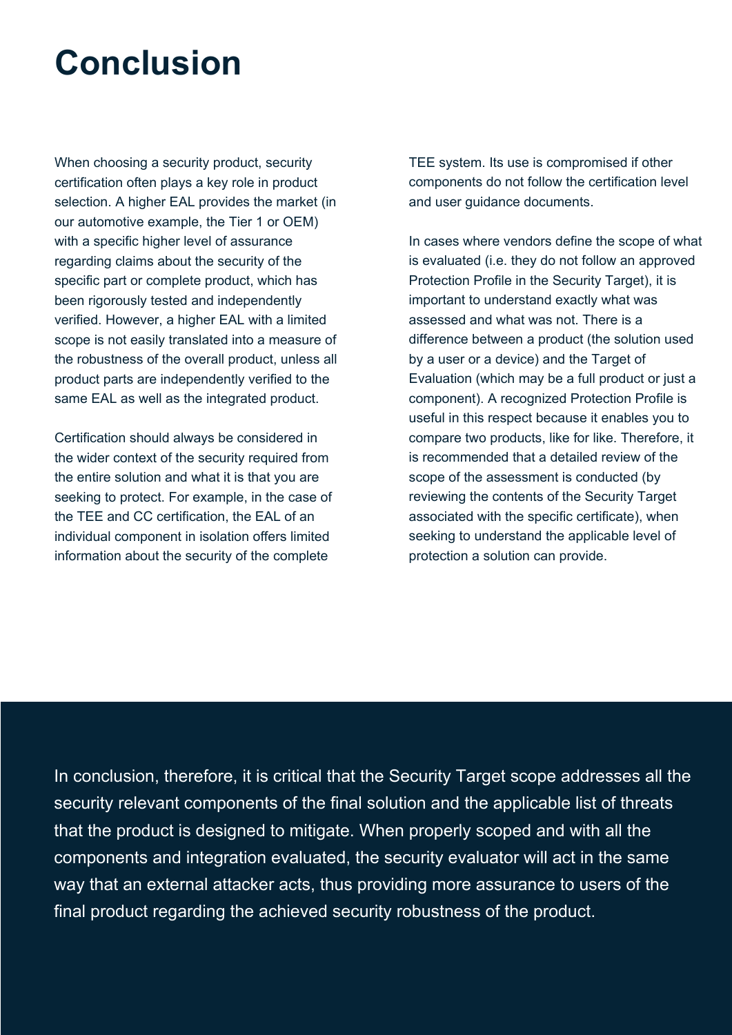# Conclusion

When choosing a security product, security certification often plays a key role in product selection. A higher EAL provides the market (in our automotive example, the Tier 1 or OEM) with a specific higher level of assurance regarding claims about the security of the specific part or complete product, which has been rigorously tested and independently verified. However, a higher EAL with a limited scope is not easily translated into a measure of the robustness of the overall product, unless all product parts are independently verified to the same EAL as well as the integrated product.

Certification should always be considered in the wider context of the security required from the entire solution and what it is that you are seeking to protect. For example, in the case of the TEE and CC certification, the EAL of an individual component in isolation offers limited information about the security of the complete TEE system. Its use is compromised if other components do not follow the certification level and user guidance documents.

In cases where vendors define the scope of what is evaluated (i.e. they do not follow an approved Protection Profile in the Security Target), it is important to understand exactly what was assessed and what was not. There is a difference between a product (the solution used by a user or a device) and the Target of Evaluation (which may be a full product or just a component). A recognized Protection Profile is useful in this respect because it enables you to compare two products, like for like. Therefore, it is recommended that a detailed review of the scope of the assessment is conducted (by reviewing the contents of the Security Target associated with the specific certificate), when seeking to understand the applicable level of protection a solution can provide.

In conclusion, therefore, it is critical that the Security Target scope addresses all the security relevant components of the final solution and the applicable list of threats that the product is designed to mitigate. When properly scoped and with all the components and integration evaluated, the security evaluator will act in the same way that an external attacker acts, thus providing more assurance to users of the final product regarding the achieved security robustness of the product.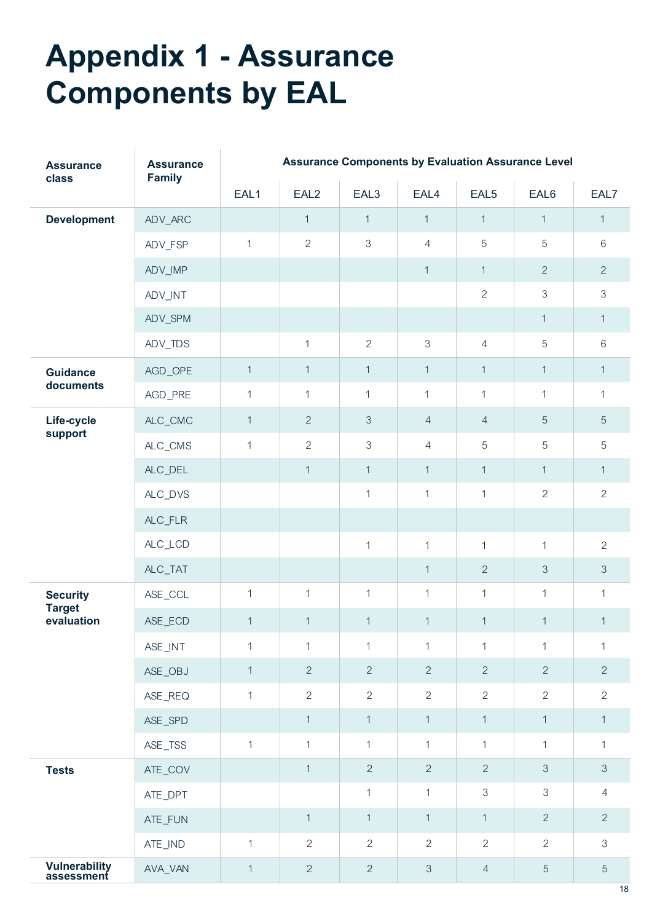# Appendix 1 - Assurance Components by EAL

| Assurance class | Assurance Family | Assurance Components by Evaluation Assurance Level | | | | | | |
|---|---|---|---|---|---|---|---|---|
| | | EAL1 | EAL2 | EAL3 | EAL4 | EAL5 | EAL6 | EAL7 |
| **Development** | ADV_ARC | | 1 | 1 | 1 | 1 | 1 | 1 |
| | ADV_FSP | 1 | 2 | 3 | 4 | 5 | 5 | 6 |
| | ADV_IMP | | | | 1 | 1 | 2 | 2 |
| | ADV_INT | | | | | 2 | 3 | 3 |
| | ADV_SPM | | | | | | 1 | 1 |
| | ADV_TDS | | 1 | 2 | 3 | 4 | 5 | 6 |
| **Guidance documents** | AGD_OPE | 1 | 1 | 1 | 1 | 1 | 1 | 1 |
| | AGD_PRE | 1 | 1 | 1 | 1 | 1 | 1 | 1 |
| **Life-cycle support** | ALC_CMC | 1 | 2 | 3 | 4 | 4 | 5 | 5 |
| | ALC_CMS | 1 | 2 | 3 | 4 | 5 | 5 | 5 |
| | ALC_DEL | | 1 | 1 | 1 | 1 | 1 | 1 |
| | ALC_DVS | | | 1 | 1 | 1 | 2 | 2 |
| | ALC_FLR | | | | | | | |
| | ALC_LCD | | | 1 | 1 | 1 | 1 | 2 |
| | ALC_TAT | | | | 1 | 2 | 3 | 3 |
| **Security Target evaluation** | ASE_CCL | 1 | 1 | 1 | 1 | 1 | 1 | 1 |
| | ASE_ECD | 1 | 1 | 1 | 1 | 1 | 1 | 1 |
| | ASE_INT | 1 | 1 | 1 | 1 | 1 | 1 | 1 |
| | ASE_OBJ | 1 | 2 | 2 | 2 | 2 | 2 | 2 |
| | ASE_REQ | 1 | 2 | 2 | 2 | 2 | 2 | 2 |
| | ASE_SPD | | 1 | 1 | 1 | 1 | 1 | 1 |
| | ASE_TSS | 1 | 1 | 1 | 1 | 1 | 1 | 1 |
| **Tests** | ATE_COV | | 1 | 2 | 2 | 2 | 3 | 3 |
| | ATE_DPT | | | 1 | 1 | 3 | 3 | 4 |
| | ATE_FUN | | 1 | 1 | 1 | 1 | 2 | 2 |
| | ATE_IND | 1 | 2 | 2 | 2 | 2 | 2 | 3 |
| **Vulnerability assessment** | AVA_VAN | 1 | 2 | 2 | 3 | 4 | 5 | 5 |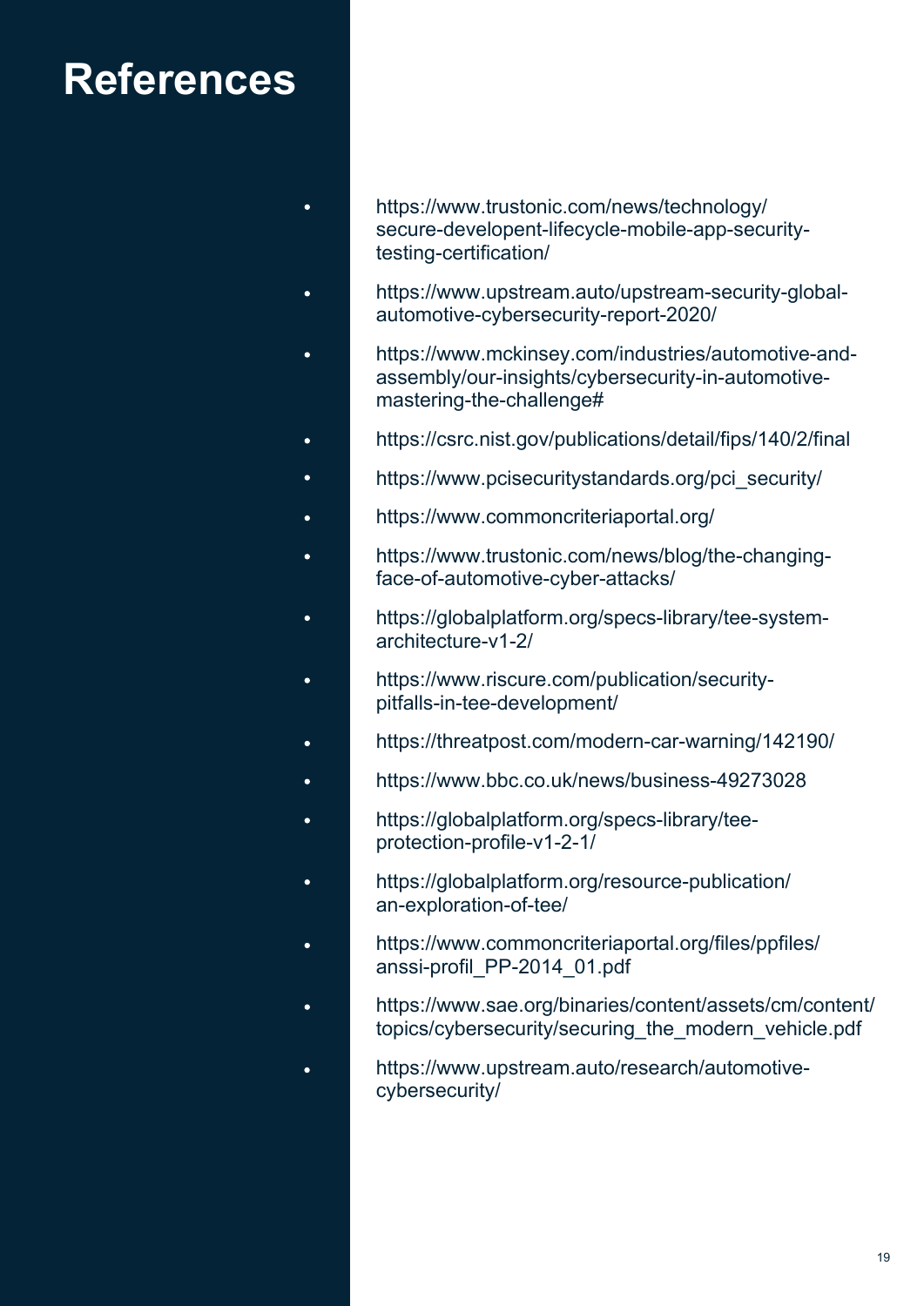# References

- https://www.trustonic.com/news/technology/secure-developent-lifecycle-mobile-app-security-testing-certification/
- https://www.upstream.auto/upstream-security-global-automotive-cybersecurity-report-2020/
- https://www.mckinsey.com/industries/automotive-and-assembly/our-insights/cybersecurity-in-automotive-mastering-the-challenge#
- https://csrc.nist.gov/publications/detail/fips/140/2/final
- https://www.pcisecuritystandards.org/pci_security/
- https://www.commoncriteriaportal.org/
- https://www.trustonic.com/news/blog/the-changing-face-of-automotive-cyber-attacks/
- https://globalplatform.org/specs-library/tee-system-architecture-v1-2/
- https://www.riscure.com/publication/security-pitfalls-in-tee-development/
- https://threatpost.com/modern-car-warning/142190/
- https://www.bbc.co.uk/news/business-49273028
- https://globalplatform.org/specs-library/tee-protection-profile-v1-2-1/
- https://globalplatform.org/resource-publication/an-exploration-of-tee/
- https://www.commoncriteriaportal.org/files/ppfiles/anssi-profil_PP-2014_01.pdf
- https://www.sae.org/binaries/content/assets/cm/content/topics/cybersecurity/securing_the_modern_vehicle.pdf
- https://www.upstream.auto/research/automotive-cybersecurity/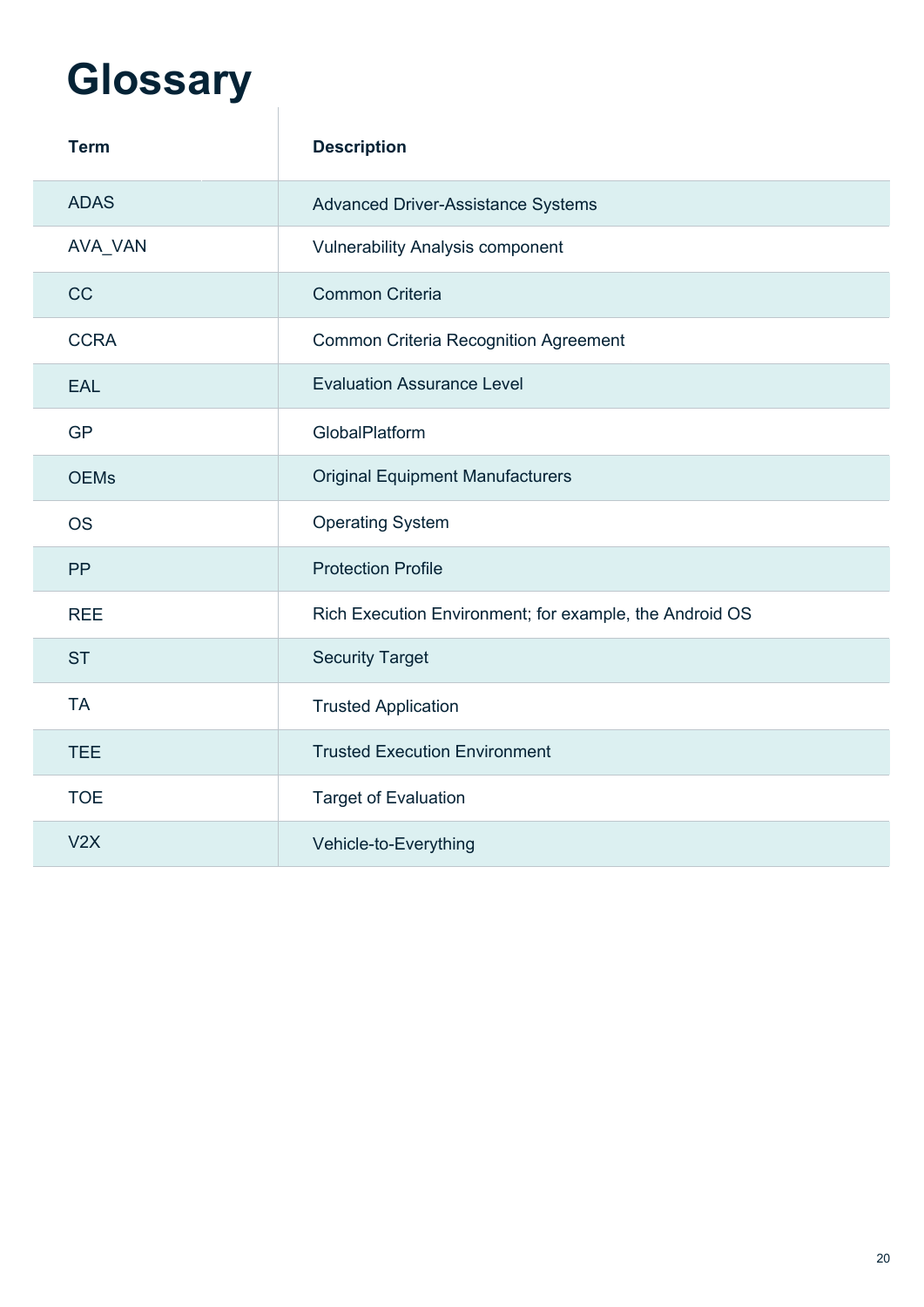# Glossary

| Term | Description |
|---|---|
| ADAS | Advanced Driver-Assistance Systems |
| AVA_VAN | Vulnerability Analysis component |
| CC | Common Criteria |
| CCRA | Common Criteria Recognition Agreement |
| EAL | Evaluation Assurance Level |
| GP | GlobalPlatform |
| OEMs | Original Equipment Manufacturers |
| OS | Operating System |
| PP | Protection Profile |
| REE | Rich Execution Environment; for example, the Android OS |
| ST | Security Target |
| TA | Trusted Application |
| TEE | Trusted Execution Environment |
| TOE | Target of Evaluation |
| V2X | Vehicle-to-Everything |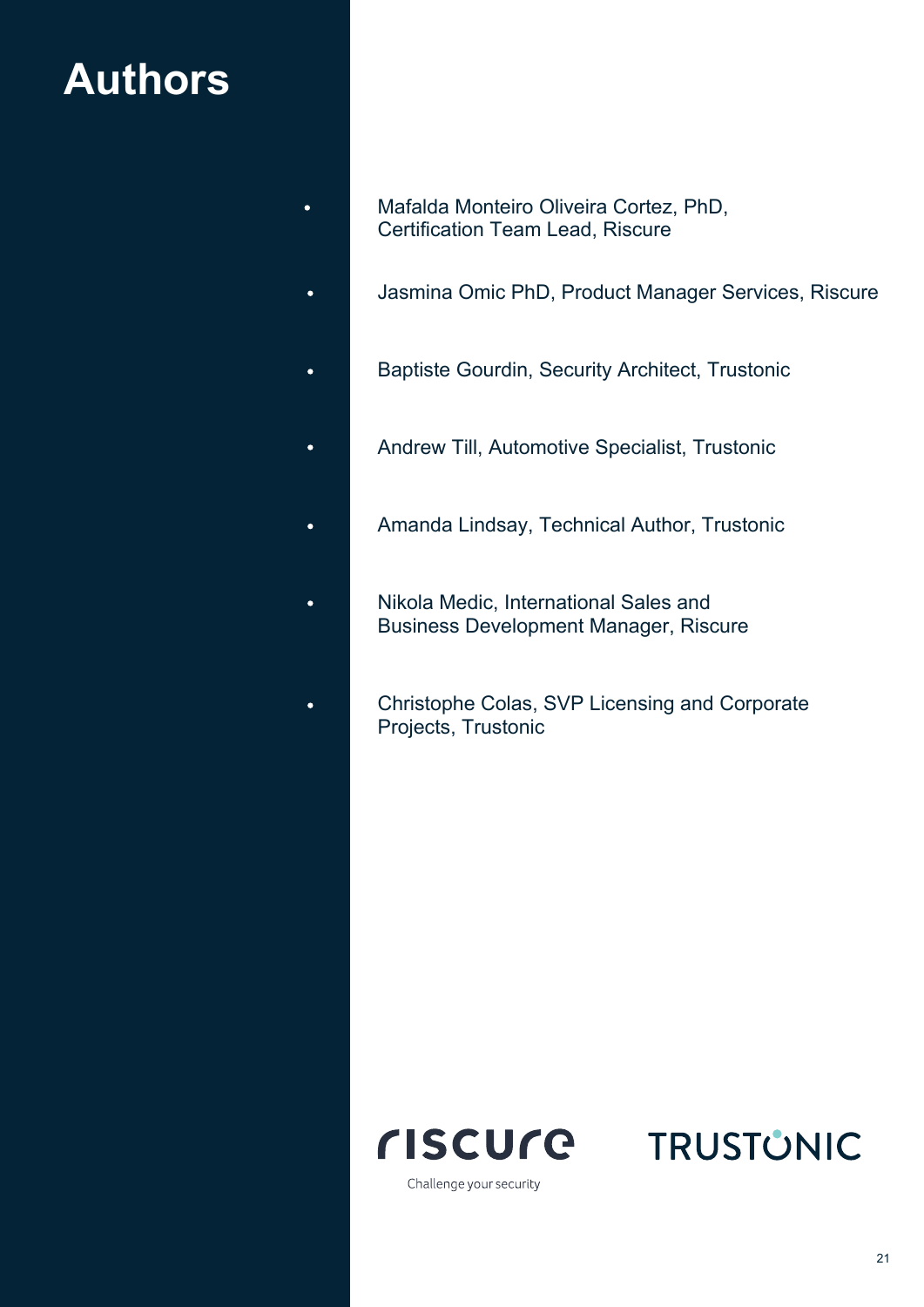# Authors

- Mafalda Monteiro Oliveira Cortez, PhD, Certification Team Lead, Riscure
- Jasmina Omic PhD, Product Manager Services, Riscure
- Baptiste Gourdin, Security Architect, Trustonic
- Andrew Till, Automotive Specialist, Trustonic
- Amanda Lindsay, Technical Author, Trustonic
- Nikola Medic, International Sales and Business Development Manager, Riscure
- Christophe Colas, SVP Licensing and Corporate Projects, Trustonic

riscure

Challenge your security

TRUSTONIC